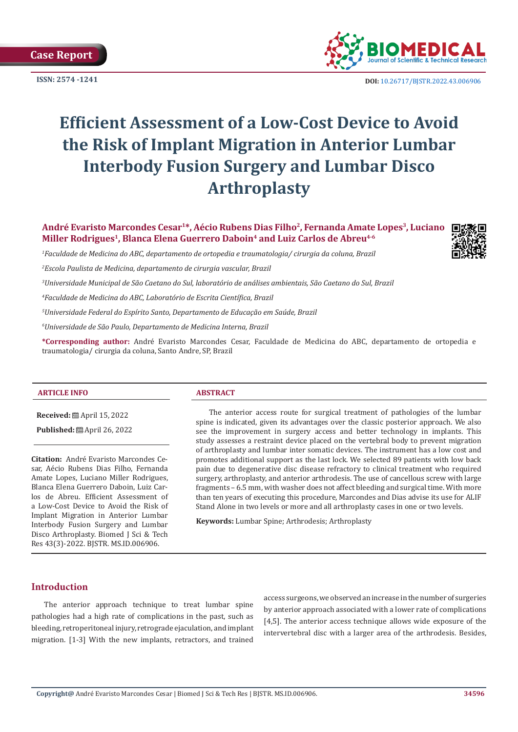Case Report

ISSN: 2574 -1241

DOI: 10.26717/BJSTR.2022.43.006906

# Efficient Assessment of a Low-Cost Device to Avoid the Risk of Implant Migration in Anterior Lumbar Interbody Fusion Surgery and Lumbar Disco Arthroplasty

**André Evaristo Marcondes Cesar[1]*, Aécio Rubens Dias Filho[2], Fernanda Amate Lopes[3], Luciano Miller Rodrigues[1], Blanca Elena Guerrero Daboin[4] and Luiz Carlos de Abreu[4-6]**

[1]*Faculdade de Medicina do ABC, departamento de ortopedia e traumatologia/ cirurgia da coluna, Brazil*

[2]*Escola Paulista de Medicina, departamento de cirurgia vascular, Brazil*

[3]*Universidade Municipal de São Caetano do Sul, laboratório de análises ambientais, São Caetano do Sul, Brazil*

[4]*Faculdade de Medicina do ABC, Laboratório de Escrita Científica, Brazil*

[5]*Universidade Federal do Espírito Santo, Departamento de Educação em Saúde, Brazil*

[6]*Universidade de São Paulo, Departamento de Medicina Interna, Brazil*

**\*Corresponding author:** André Evaristo Marcondes Cesar, Faculdade de Medicina do ABC, departamento de ortopedia e traumatologia/ cirurgia da coluna, Santo Andre, SP, Brazil

### ARTICLE INFO

**Received:** April 15, 2022

**Published:** April 26, 2022

**Citation:** André Evaristo Marcondes Cesar, Aécio Rubens Dias Filho, Fernanda Amate Lopes, Luciano Miller Rodrigues, Blanca Elena Guerrero Daboin, Luiz Carlos de Abreu. Efficient Assessment of a Low-Cost Device to Avoid the Risk of Implant Migration in Anterior Lumbar Interbody Fusion Surgery and Lumbar Disco Arthroplasty. Biomed J Sci & Tech Res 43(3)-2022. BJSTR. MS.ID.006906.

### ABSTRACT

The anterior access route for surgical treatment of pathologies of the lumbar spine is indicated, given its advantages over the classic posterior approach. We also see the improvement in surgery access and better technology in implants. This study assesses a restraint device placed on the vertebral body to prevent migration of arthroplasty and lumbar inter somatic devices. The instrument has a low cost and promotes additional support as the last lock. We selected 89 patients with low back pain due to degenerative disc disease refractory to clinical treatment who required surgery, arthroplasty, and anterior arthrodesis. The use of cancellous screw with large fragments – 6.5 mm, with washer does not affect bleeding and surgical time. With more than ten years of executing this procedure, Marcondes and Dias advise its use for ALIF Stand Alone in two levels or more and all arthroplasty cases in one or two levels.

**Keywords:** Lumbar Spine; Arthrodesis; Arthroplasty

## Introduction

The anterior approach technique to treat lumbar spine pathologies had a high rate of complications in the past, such as bleeding, retroperitoneal injury, retrograde ejaculation, and implant migration. [1-3] With the new implants, retractors, and trained access surgeons, we observed an increase in the number of surgeries by anterior approach associated with a lower rate of complications [4,5]. The anterior access technique allows wide exposure of the intervertebral disc with a larger area of the arthrodesis. Besides,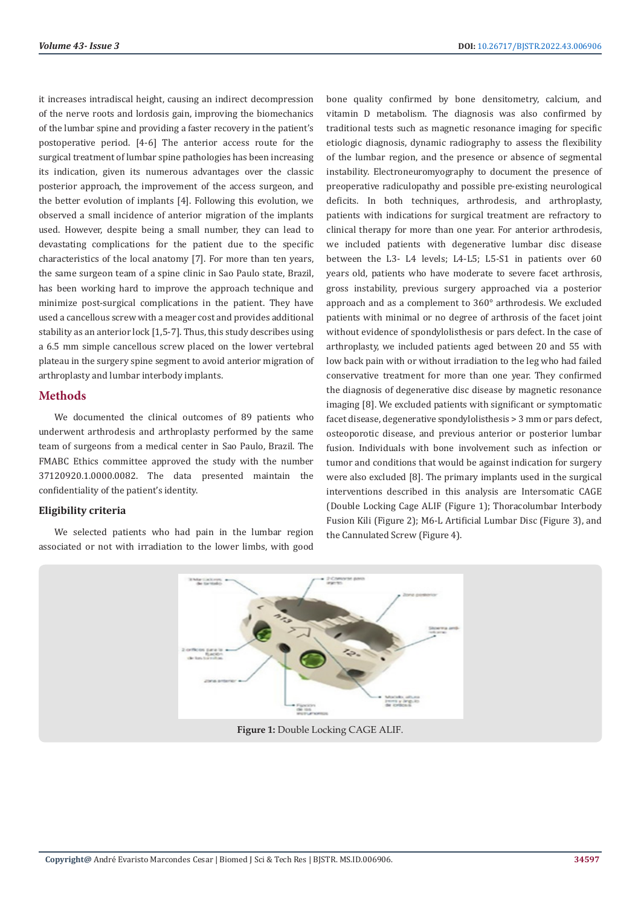it increases intradiscal height, causing an indirect decompression of the nerve roots and lordosis gain, improving the biomechanics of the lumbar spine and providing a faster recovery in the patient's postoperative period. [4-6] The anterior access route for the surgical treatment of lumbar spine pathologies has been increasing its indication, given its numerous advantages over the classic posterior approach, the improvement of the access surgeon, and the better evolution of implants [4]. Following this evolution, we observed a small incidence of anterior migration of the implants used. However, despite being a small number, they can lead to devastating complications for the patient due to the specific characteristics of the local anatomy [7]. For more than ten years, the same surgeon team of a spine clinic in Sao Paulo state, Brazil, has been working hard to improve the approach technique and minimize post-surgical complications in the patient. They have used a cancellous screw with a meager cost and provides additional stability as an anterior lock [1,5-7]. Thus, this study describes using a 6.5 mm simple cancellous screw placed on the lower vertebral plateau in the surgery spine segment to avoid anterior migration of arthroplasty and lumbar interbody implants.

## Methods

We documented the clinical outcomes of 89 patients who underwent arthrodesis and arthroplasty performed by the same team of surgeons from a medical center in Sao Paulo, Brazil. The FMABC Ethics committee approved the study with the number 37120920.1.0000.0082. The data presented maintain the confidentiality of the patient's identity.

### Eligibility criteria

We selected patients who had pain in the lumbar region associated or not with irradiation to the lower limbs, with good bone quality confirmed by bone densitometry, calcium, and vitamin D metabolism. The diagnosis was also confirmed by traditional tests such as magnetic resonance imaging for specific etiologic diagnosis, dynamic radiography to assess the flexibility of the lumbar region, and the presence or absence of segmental instability. Electroneuromyography to document the presence of preoperative radiculopathy and possible pre-existing neurological deficits. In both techniques, arthrodesis, and arthroplasty, patients with indications for surgical treatment are refractory to clinical therapy for more than one year. For anterior arthrodesis, we included patients with degenerative lumbar disc disease between the L3- L4 levels; L4-L5; L5-S1 in patients over 60 years old, patients who have moderate to severe facet arthrosis, gross instability, previous surgery approached via a posterior approach and as a complement to 360° arthrodesis. We excluded patients with minimal or no degree of arthrosis of the facet joint without evidence of spondylolisthesis or pars defect. In the case of arthroplasty, we included patients aged between 20 and 55 with low back pain with or without irradiation to the leg who had failed conservative treatment for more than one year. They confirmed the diagnosis of degenerative disc disease by magnetic resonance imaging [8]. We excluded patients with significant or symptomatic facet disease, degenerative spondylolisthesis > 3 mm or pars defect, osteoporotic disease, and previous anterior or posterior lumbar fusion. Individuals with bone involvement such as infection or tumor and conditions that would be against indication for surgery were also excluded [8]. The primary implants used in the surgical interventions described in this analysis are Intersomatic CAGE (Double Locking Cage ALIF (Figure 1); Thoracolumbar Interbody Fusion Kili (Figure 2); M6-L Artificial Lumbar Disc (Figure 3), and the Cannulated Screw (Figure 4).

**Figure 1:** Double Locking CAGE ALIF.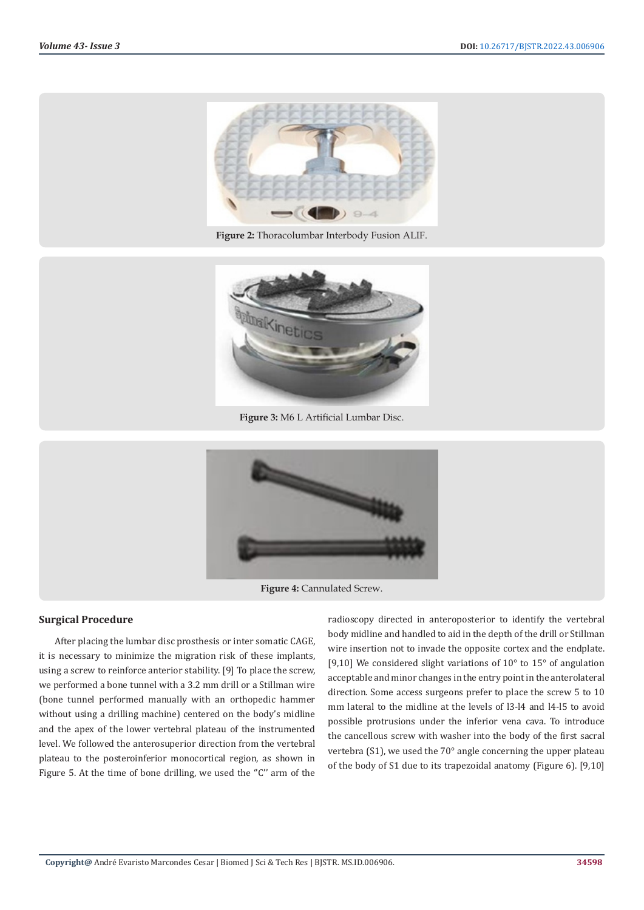Figure 2: Thoracolumbar Interbody Fusion ALIF.

Figure 3: M6 L Artificial Lumbar Disc.

Figure 4: Cannulated Screw.

## Surgical Procedure

After placing the lumbar disc prosthesis or inter somatic CAGE, it is necessary to minimize the migration risk of these implants, using a screw to reinforce anterior stability. [9] To place the screw, we performed a bone tunnel with a 3.2 mm drill or a Stillman wire (bone tunnel performed manually with an orthopedic hammer without using a drilling machine) centered on the body's midline and the apex of the lower vertebral plateau of the instrumented level. We followed the anterosuperior direction from the vertebral plateau to the posteroinferior monocortical region, as shown in Figure 5. At the time of bone drilling, we used the "C'' arm of the radioscopy directed in anteroposterior to identify the vertebral body midline and handled to aid in the depth of the drill or Stillman wire insertion not to invade the opposite cortex and the endplate. [9,10] We considered slight variations of 10° to 15° of angulation acceptable and minor changes in the entry point in the anterolateral direction. Some access surgeons prefer to place the screw 5 to 10 mm lateral to the midline at the levels of l3-l4 and l4-l5 to avoid possible protrusions under the inferior vena cava. To introduce the cancellous screw with washer into the body of the first sacral vertebra (S1), we used the 70° angle concerning the upper plateau of the body of S1 due to its trapezoidal anatomy (Figure 6). [9,10]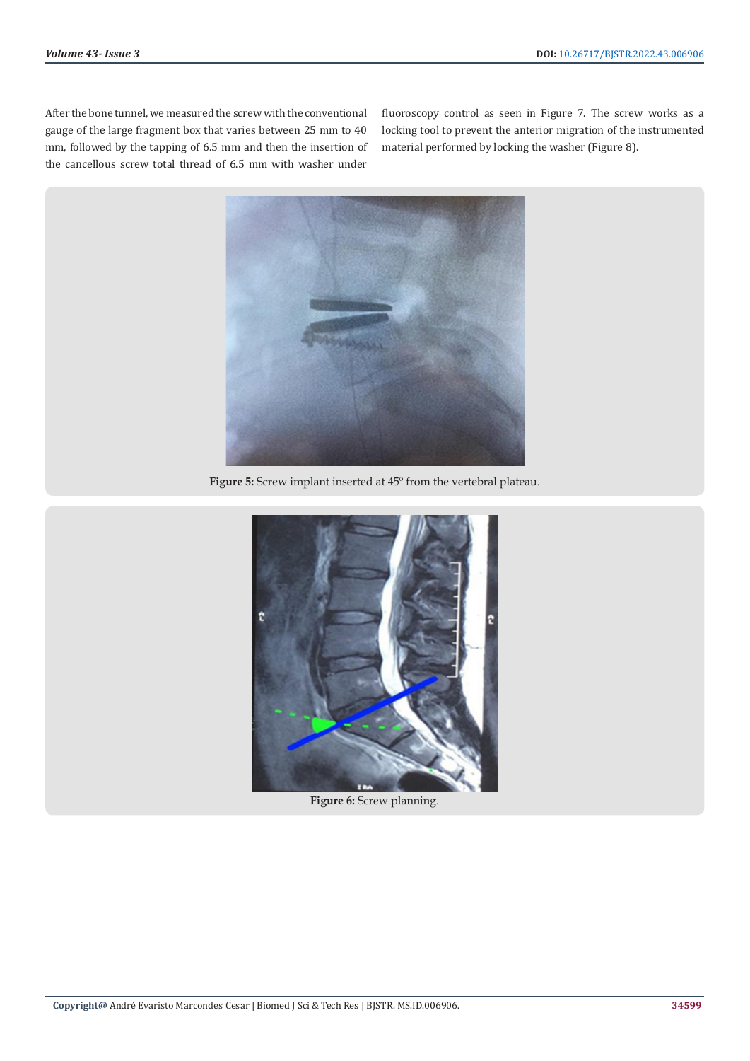After the bone tunnel, we measured the screw with the conventional gauge of the large fragment box that varies between 25 mm to 40 mm, followed by the tapping of 6.5 mm and then the insertion of the cancellous screw total thread of 6.5 mm with washer under fluoroscopy control as seen in Figure 7. The screw works as a locking tool to prevent the anterior migration of the instrumented material performed by locking the washer (Figure 8).

**Figure 5:** Screw implant inserted at 45º from the vertebral plateau.

**Figure 6:** Screw planning.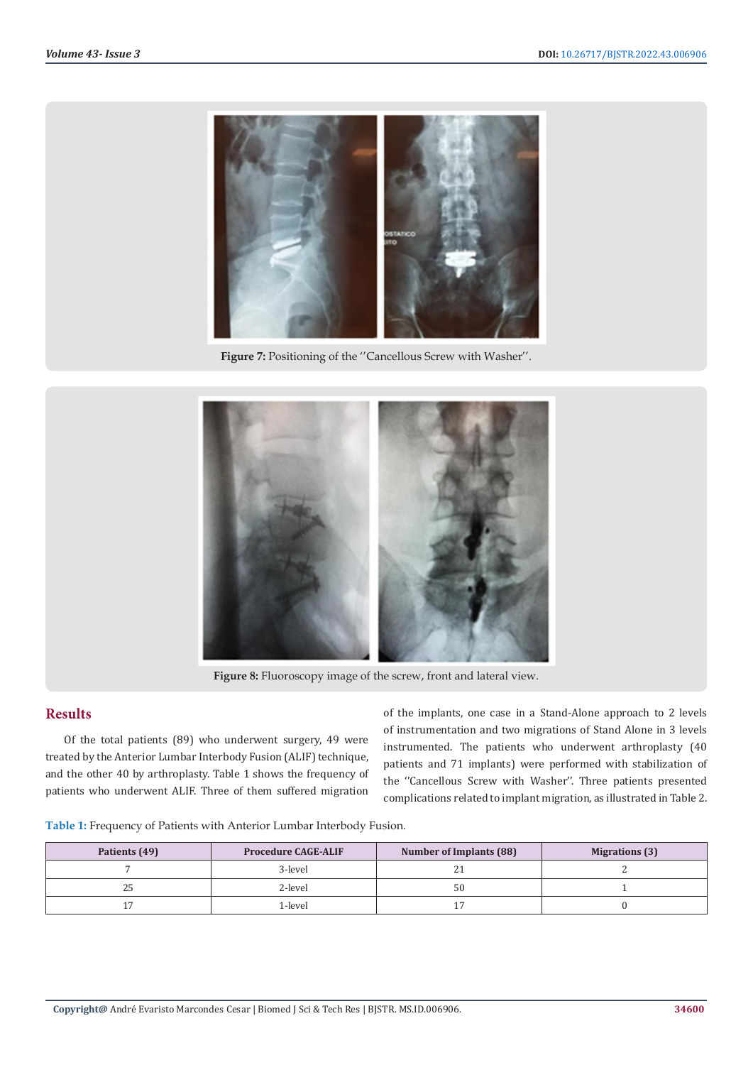Figure 7: Positioning of the ''Cancellous Screw with Washer''.

Figure 8: Fluoroscopy image of the screw, front and lateral view.

## Results

Of the total patients (89) who underwent surgery, 49 were treated by the Anterior Lumbar Interbody Fusion (ALIF) technique, and the other 40 by arthroplasty. Table 1 shows the frequency of patients who underwent ALIF. Three of them suffered migration of the implants, one case in a Stand-Alone approach to 2 levels of instrumentation and two migrations of Stand Alone in 3 levels instrumented. The patients who underwent arthroplasty (40 patients and 71 implants) were performed with stabilization of the ''Cancellous Screw with Washer''. Three patients presented complications related to implant migration, as illustrated in Table 2.

**Table 1:** Frequency of Patients with Anterior Lumbar Interbody Fusion.

| Patients (49) | Procedure CAGE-ALIF | Number of Implants (88) | Migrations (3) |
| --- | --- | --- | --- |
| 7 | 3-level | 21 | 2 |
| 25 | 2-level | 50 | 1 |
| 17 | 1-level | 17 | 0 |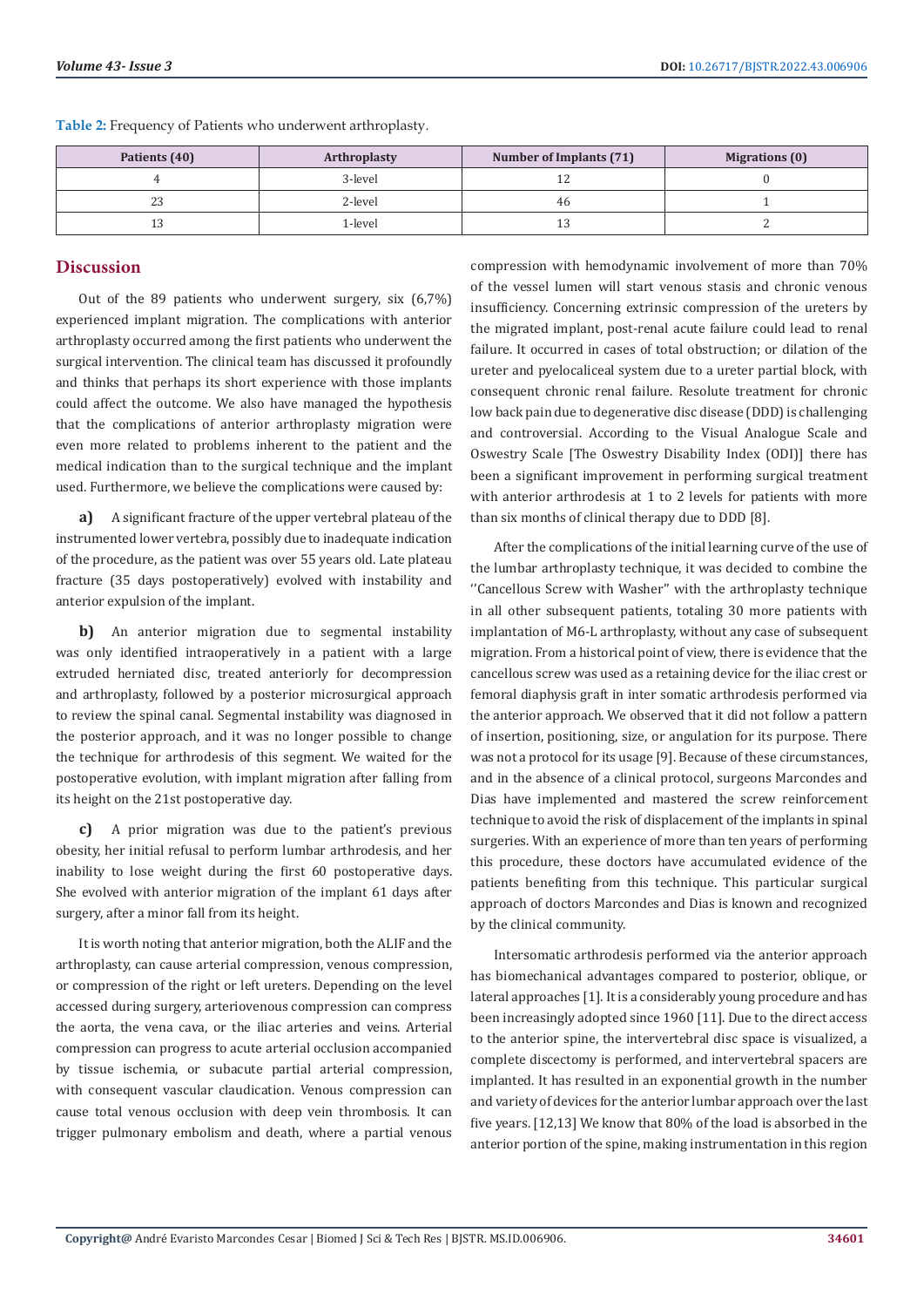**Table 2:** Frequency of Patients who underwent arthroplasty.

| Patients (40) | Arthroplasty | Number of Implants (71) | Migrations (0) |
|---|---|---|---|
| 4 | 3-level | 12 | 0 |
| 23 | 2-level | 46 | 1 |
| 13 | 1-level | 13 | 2 |

## Discussion

Out of the 89 patients who underwent surgery, six (6,7%) experienced implant migration. The complications with anterior arthroplasty occurred among the first patients who underwent the surgical intervention. The clinical team has discussed it profoundly and thinks that perhaps its short experience with those implants could affect the outcome. We also have managed the hypothesis that the complications of anterior arthroplasty migration were even more related to problems inherent to the patient and the medical indication than to the surgical technique and the implant used. Furthermore, we believe the complications were caused by:

**a)** A significant fracture of the upper vertebral plateau of the instrumented lower vertebra, possibly due to inadequate indication of the procedure, as the patient was over 55 years old. Late plateau fracture (35 days postoperatively) evolved with instability and anterior expulsion of the implant.

**b)** An anterior migration due to segmental instability was only identified intraoperatively in a patient with a large extruded herniated disc, treated anteriorly for decompression and arthroplasty, followed by a posterior microsurgical approach to review the spinal canal. Segmental instability was diagnosed in the posterior approach, and it was no longer possible to change the technique for arthrodesis of this segment. We waited for the postoperative evolution, with implant migration after falling from its height on the 21st postoperative day.

**c)** A prior migration was due to the patient's previous obesity, her initial refusal to perform lumbar arthrodesis, and her inability to lose weight during the first 60 postoperative days. She evolved with anterior migration of the implant 61 days after surgery, after a minor fall from its height.

It is worth noting that anterior migration, both the ALIF and the arthroplasty, can cause arterial compression, venous compression, or compression of the right or left ureters. Depending on the level accessed during surgery, arteriovenous compression can compress the aorta, the vena cava, or the iliac arteries and veins. Arterial compression can progress to acute arterial occlusion accompanied by tissue ischemia, or subacute partial arterial compression, with consequent vascular claudication. Venous compression can cause total venous occlusion with deep vein thrombosis. It can trigger pulmonary embolism and death, where a partial venous compression with hemodynamic involvement of more than 70% of the vessel lumen will start venous stasis and chronic venous insufficiency. Concerning extrinsic compression of the ureters by the migrated implant, post-renal acute failure could lead to renal failure. It occurred in cases of total obstruction; or dilation of the ureter and pyelocaliceal system due to a ureter partial block, with consequent chronic renal failure. Resolute treatment for chronic low back pain due to degenerative disc disease (DDD) is challenging and controversial. According to the Visual Analogue Scale and Oswestry Scale [The Oswestry Disability Index (ODI)] there has been a significant improvement in performing surgical treatment with anterior arthrodesis at 1 to 2 levels for patients with more than six months of clinical therapy due to DDD [8].

After the complications of the initial learning curve of the use of the lumbar arthroplasty technique, it was decided to combine the ''Cancellous Screw with Washer'' with the arthroplasty technique in all other subsequent patients, totaling 30 more patients with implantation of M6-L arthroplasty, without any case of subsequent migration. From a historical point of view, there is evidence that the cancellous screw was used as a retaining device for the iliac crest or femoral diaphysis graft in inter somatic arthrodesis performed via the anterior approach. We observed that it did not follow a pattern of insertion, positioning, size, or angulation for its purpose. There was not a protocol for its usage [9]. Because of these circumstances, and in the absence of a clinical protocol, surgeons Marcondes and Dias have implemented and mastered the screw reinforcement technique to avoid the risk of displacement of the implants in spinal surgeries. With an experience of more than ten years of performing this procedure, these doctors have accumulated evidence of the patients benefiting from this technique. This particular surgical approach of doctors Marcondes and Dias is known and recognized by the clinical community.

Intersomatic arthrodesis performed via the anterior approach has biomechanical advantages compared to posterior, oblique, or lateral approaches [1]. It is a considerably young procedure and has been increasingly adopted since 1960 [11]. Due to the direct access to the anterior spine, the intervertebral disc space is visualized, a complete discectomy is performed, and intervertebral spacers are implanted. It has resulted in an exponential growth in the number and variety of devices for the anterior lumbar approach over the last five years. [12,13] We know that 80% of the load is absorbed in the anterior portion of the spine, making instrumentation in this region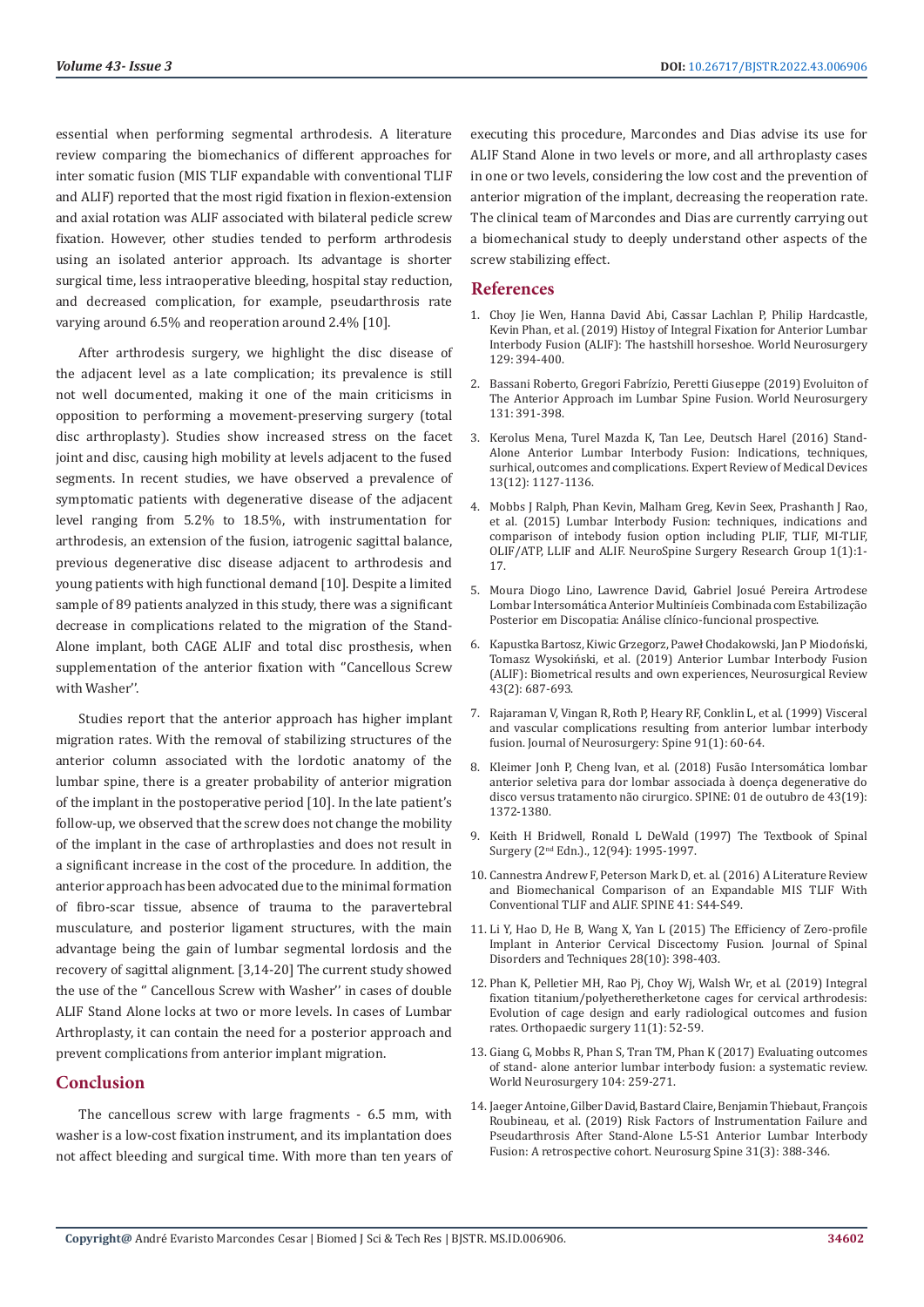essential when performing segmental arthrodesis. A literature review comparing the biomechanics of different approaches for inter somatic fusion (MIS TLIF expandable with conventional TLIF and ALIF) reported that the most rigid fixation in flexion-extension and axial rotation was ALIF associated with bilateral pedicle screw fixation. However, other studies tended to perform arthrodesis using an isolated anterior approach. Its advantage is shorter surgical time, less intraoperative bleeding, hospital stay reduction, and decreased complication, for example, pseudarthrosis rate varying around 6.5% and reoperation around 2.4% [10].

After arthrodesis surgery, we highlight the disc disease of the adjacent level as a late complication; its prevalence is still not well documented, making it one of the main criticisms in opposition to performing a movement-preserving surgery (total disc arthroplasty). Studies show increased stress on the facet joint and disc, causing high mobility at levels adjacent to the fused segments. In recent studies, we have observed a prevalence of symptomatic patients with degenerative disease of the adjacent level ranging from 5.2% to 18.5%, with instrumentation for arthrodesis, an extension of the fusion, iatrogenic sagittal balance, previous degenerative disc disease adjacent to arthrodesis and young patients with high functional demand [10]. Despite a limited sample of 89 patients analyzed in this study, there was a significant decrease in complications related to the migration of the Stand-Alone implant, both CAGE ALIF and total disc prosthesis, when supplementation of the anterior fixation with ''Cancellous Screw with Washer''.

Studies report that the anterior approach has higher implant migration rates. With the removal of stabilizing structures of the anterior column associated with the lordotic anatomy of the lumbar spine, there is a greater probability of anterior migration of the implant in the postoperative period [10]. In the late patient's follow-up, we observed that the screw does not change the mobility of the implant in the case of arthroplasties and does not result in a significant increase in the cost of the procedure. In addition, the anterior approach has been advocated due to the minimal formation of fibro-scar tissue, absence of trauma to the paravertebral musculature, and posterior ligament structures, with the main advantage being the gain of lumbar segmental lordosis and the recovery of sagittal alignment. [3,14-20] The current study showed the use of the '' Cancellous Screw with Washer'' in cases of double ALIF Stand Alone locks at two or more levels. In cases of Lumbar Arthroplasty, it can contain the need for a posterior approach and prevent complications from anterior implant migration.

## Conclusion

The cancellous screw with large fragments - 6.5 mm, with washer is a low-cost fixation instrument, and its implantation does not affect bleeding and surgical time. With more than ten years of executing this procedure, Marcondes and Dias advise its use for ALIF Stand Alone in two levels or more, and all arthroplasty cases in one or two levels, considering the low cost and the prevention of anterior migration of the implant, decreasing the reoperation rate. The clinical team of Marcondes and Dias are currently carrying out a biomechanical study to deeply understand other aspects of the screw stabilizing effect.

## References

1. Choy Jie Wen, Hanna David Abi, Cassar Lachlan P, Philip Hardcastle, Kevin Phan, et al. (2019) Histoy of Integral Fixation for Anterior Lumbar Interbody Fusion (ALIF): The hastshill horseshoe. World Neurosurgery 129: 394-400.
2. Bassani Roberto, Gregori Fabrízio, Peretti Giuseppe (2019) Evoluiton of The Anterior Approach im Lumbar Spine Fusion. World Neurosurgery 131: 391-398.
3. Kerolus Mena, Turel Mazda K, Tan Lee, Deutsch Harel (2016) Stand-Alone Anterior Lumbar Interbody Fusion: Indications, techniques, surhical, outcomes and complications. Expert Review of Medical Devices 13(12): 1127-1136.
4. Mobbs J Ralph, Phan Kevin, Malham Greg, Kevin Seex, Prashanth J Rao, et al. (2015) Lumbar Interbody Fusion: techniques, indications and comparison of intebody fusion option including PLIF, TLIF, MI-TLIF, OLIF/ATP, LLIF and ALIF. NeuroSpine Surgery Research Group 1(1):1-17.
5. Moura Diogo Lino, Lawrence David, Gabriel Josué Pereira Artrodese Lombar Intersomática Anterior Multiníeis Combinada com Estabilização Posterior em Discopatia: Análise clínico-funcional prospective.
6. Kapustka Bartosz, Kiwic Grzegorz, Paweł Chodakowski, Jan P Miodoński, Tomasz Wysokiński, et al. (2019) Anterior Lumbar Interbody Fusion (ALIF): Biometrical results and own experiences, Neurosurgical Review 43(2): 687-693.
7. Rajaraman V, Vingan R, Roth P, Heary RF, Conklin L, et al. (1999) Visceral and vascular complications resulting from anterior lumbar interbody fusion. Journal of Neurosurgery: Spine 91(1): 60-64.
8. Kleimer Jonh P, Cheng Ivan, et al. (2018) Fusão Intersomática lombar anterior seletiva para dor lombar associada à doença degenerative do disco versus tratamento não cirurgico. SPINE: 01 de outubro de 43(19): 1372-1380.
9. Keith H Bridwell, Ronald L DeWald (1997) The Textbook of Spinal Surgery (2nd Edn.)., 12(94): 1995-1997.
10. Cannestra Andrew F, Peterson Mark D, et. al. (2016) A Literature Review and Biomechanical Comparison of an Expandable MIS TLIF With Conventional TLIF and ALIF. SPINE 41: S44-S49.
11. Li Y, Hao D, He B, Wang X, Yan L (2015) The Efficiency of Zero-profile Implant in Anterior Cervical Discectomy Fusion. Journal of Spinal Disorders and Techniques 28(10): 398-403.
12. Phan K, Pelletier MH, Rao Pj, Choy Wj, Walsh Wr, et al. (2019) Integral fixation titanium/polyetheretherketone cages for cervical arthrodesis: Evolution of cage design and early radiological outcomes and fusion rates. Orthopaedic surgery 11(1): 52-59.
13. Giang G, Mobbs R, Phan S, Tran TM, Phan K (2017) Evaluating outcomes of stand- alone anterior lumbar interbody fusion: a systematic review. World Neurosurgery 104: 259-271.
14. Jaeger Antoine, Gilber David, Bastard Claire, Benjamin Thiebaut, François Roubineau, et al. (2019) Risk Factors of Instrumentation Failure and Pseudarthrosis After Stand-Alone L5-S1 Anterior Lumbar Interbody Fusion: A retrospective cohort. Neurosurg Spine 31(3): 388-346.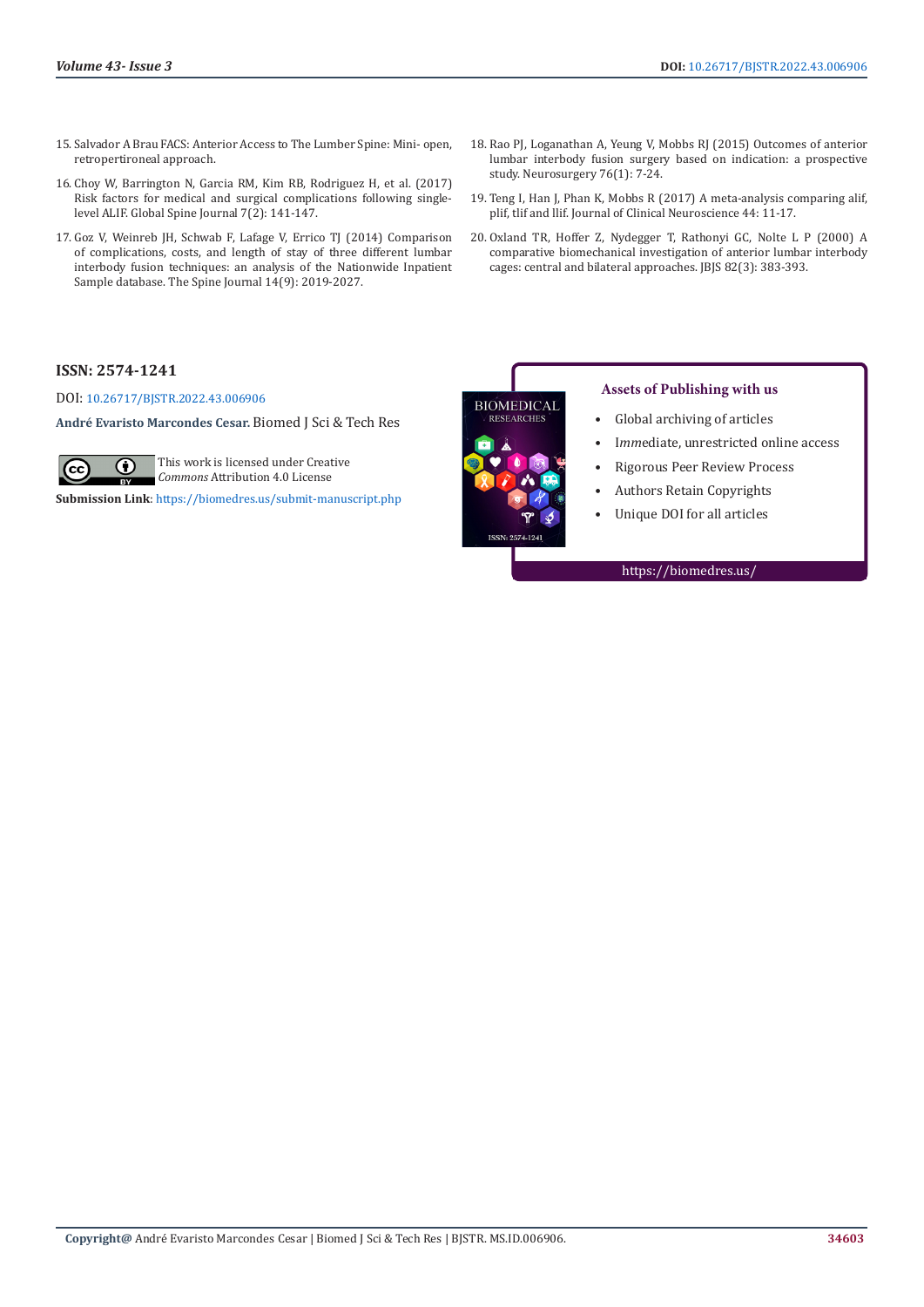15. Salvador A Brau FACS: Anterior Access to The Lumber Spine: Mini- open, retropertironeal approach.
16. Choy W, Barrington N, Garcia RM, Kim RB, Rodriguez H, et al. (2017) Risk factors for medical and surgical complications following single-level ALIF. Global Spine Journal 7(2): 141-147.
17. Goz V, Weinreb JH, Schwab F, Lafage V, Errico TJ (2014) Comparison of complications, costs, and length of stay of three different lumbar interbody fusion techniques: an analysis of the Nationwide Inpatient Sample database. The Spine Journal 14(9): 2019-2027.
18. Rao PJ, Loganathan A, Yeung V, Mobbs RJ (2015) Outcomes of anterior lumbar interbody fusion surgery based on indication: a prospective study. Neurosurgery 76(1): 7-24.
19. Teng I, Han J, Phan K, Mobbs R (2017) A meta-analysis comparing alif, plif, tlif and llif. Journal of Clinical Neuroscience 44: 11-17.
20. Oxland TR, Hoffer Z, Nydegger T, Rathonyi GC, Nolte L P (2000) A comparative biomechanical investigation of anterior lumbar interbody cages: central and bilateral approaches. JBJS 82(3): 383-393.

**ISSN: 2574-1241**

DOI: 10.26717/BJSTR.2022.43.006906

**André Evaristo Marcondes Cesar.** Biomed J Sci & Tech Res

This work is licensed under Creative *Commons* Attribution 4.0 License

**Submission Link**: https://biomedres.us/submit-manuscript.php

**Assets of Publishing with us**

- Global archiving of articles
- Immediate, unrestricted online access
- Rigorous Peer Review Process
- Authors Retain Copyrights
- Unique DOI for all articles

https://biomedres.us/